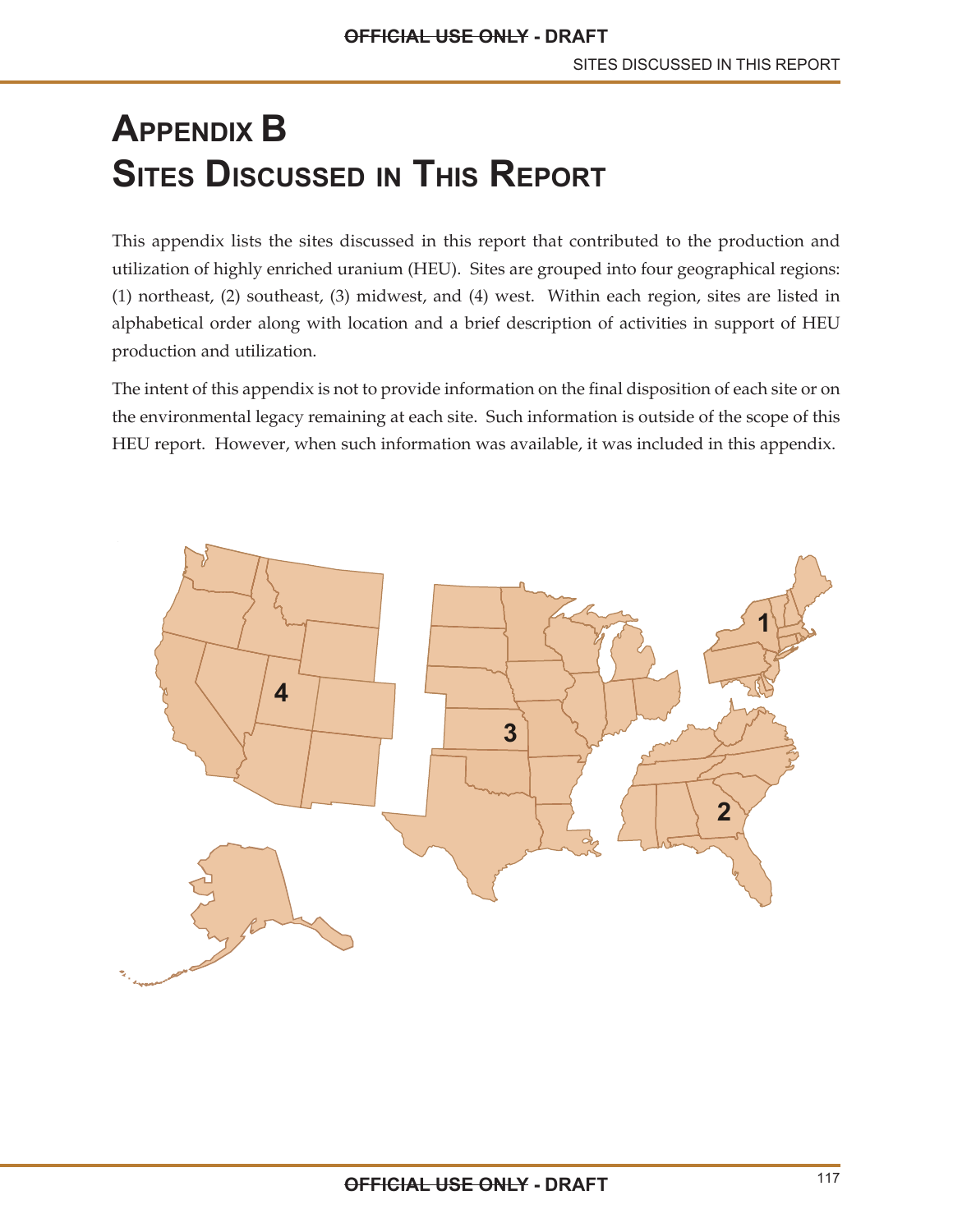# Appendix B
# Sites Discussed in This Report

This appendix lists the sites discussed in this report that contributed to the production and utilization of highly enriched uranium (HEU). Sites are grouped into four geographical regions: (1) northeast, (2) southeast, (3) midwest, and (4) west. Within each region, sites are listed in alphabetical order along with location and a brief description of activities in support of HEU production and utilization.

The intent of this appendix is not to provide information on the final disposition of each site or on the environmental legacy remaining at each site. Such information is outside of the scope of this HEU report. However, when such information was available, it was included in this appendix.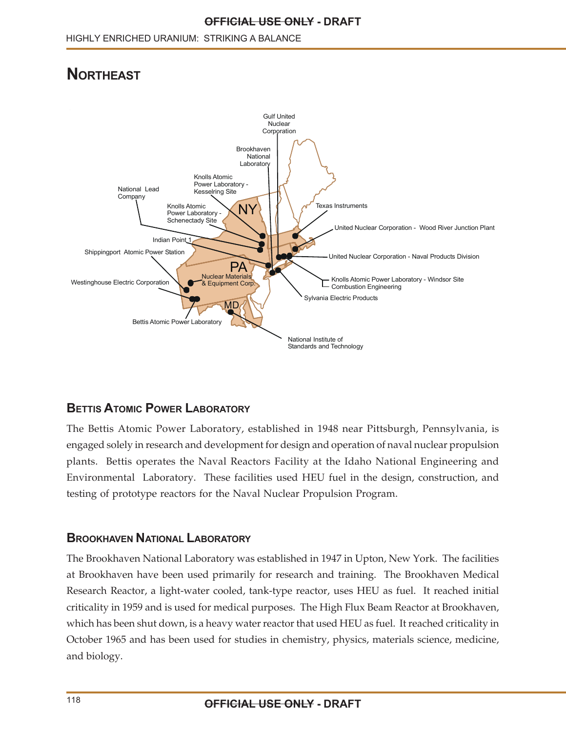## Northeast

Gulf United Nuclear Corporation

Brookhaven National Laboratory

Knolls Atomic Power Laboratory - Kesselring Site

National Lead Company

Knolls Atomic Power Laboratory - Schenectady Site

Texas Instruments

United Nuclear Corporation - Wood River Junction Plant

Indian Point 1

Shippingport Atomic Power Station

United Nuclear Corporation - Naval Products Division

Nuclear Materials & Equipment Corp.

Westinghouse Electric Corporation

Knolls Atomic Power Laboratory - Windsor Site

Combustion Engineering

Sylvania Electric Products

Bettis Atomic Power Laboratory

National Institute of Standards and Technology

NY

PA

MD

### Bettis Atomic Power Laboratory

The Bettis Atomic Power Laboratory, established in 1948 near Pittsburgh, Pennsylvania, is engaged solely in research and development for design and operation of naval nuclear propulsion plants. Bettis operates the Naval Reactors Facility at the Idaho National Engineering and Environmental Laboratory. These facilities used HEU fuel in the design, construction, and testing of prototype reactors for the Naval Nuclear Propulsion Program.

### Brookhaven National Laboratory

The Brookhaven National Laboratory was established in 1947 in Upton, New York. The facilities at Brookhaven have been used primarily for research and training. The Brookhaven Medical Research Reactor, a light-water cooled, tank-type reactor, uses HEU as fuel. It reached initial criticality in 1959 and is used for medical purposes. The High Flux Beam Reactor at Brookhaven, which has been shut down, is a heavy water reactor that used HEU as fuel. It reached criticality in October 1965 and has been used for studies in chemistry, physics, materials science, medicine, and biology.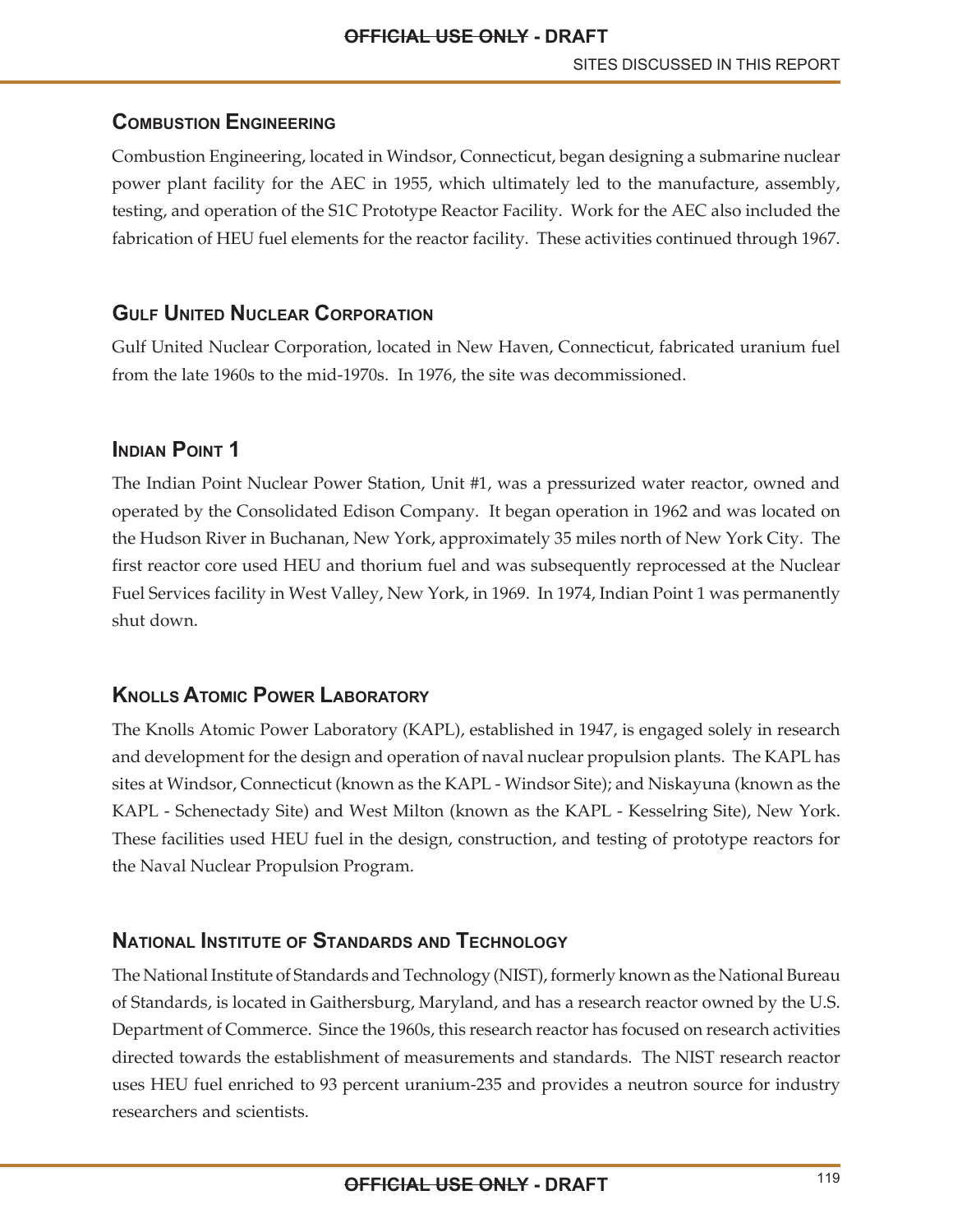## Combustion Engineering

Combustion Engineering, located in Windsor, Connecticut, began designing a submarine nuclear power plant facility for the AEC in 1955, which ultimately led to the manufacture, assembly, testing, and operation of the S1C Prototype Reactor Facility. Work for the AEC also included the fabrication of HEU fuel elements for the reactor facility. These activities continued through 1967.

## Gulf United Nuclear Corporation

Gulf United Nuclear Corporation, located in New Haven, Connecticut, fabricated uranium fuel from the late 1960s to the mid-1970s. In 1976, the site was decommissioned.

## Indian Point 1

The Indian Point Nuclear Power Station, Unit #1, was a pressurized water reactor, owned and operated by the Consolidated Edison Company. It began operation in 1962 and was located on the Hudson River in Buchanan, New York, approximately 35 miles north of New York City. The first reactor core used HEU and thorium fuel and was subsequently reprocessed at the Nuclear Fuel Services facility in West Valley, New York, in 1969. In 1974, Indian Point 1 was permanently shut down.

## Knolls Atomic Power Laboratory

The Knolls Atomic Power Laboratory (KAPL), established in 1947, is engaged solely in research and development for the design and operation of naval nuclear propulsion plants. The KAPL has sites at Windsor, Connecticut (known as the KAPL - Windsor Site); and Niskayuna (known as the KAPL - Schenectady Site) and West Milton (known as the KAPL - Kesselring Site), New York. These facilities used HEU fuel in the design, construction, and testing of prototype reactors for the Naval Nuclear Propulsion Program.

## National Institute of Standards and Technology

The National Institute of Standards and Technology (NIST), formerly known as the National Bureau of Standards, is located in Gaithersburg, Maryland, and has a research reactor owned by the U.S. Department of Commerce. Since the 1960s, this research reactor has focused on research activities directed towards the establishment of measurements and standards. The NIST research reactor uses HEU fuel enriched to 93 percent uranium-235 and provides a neutron source for industry researchers and scientists.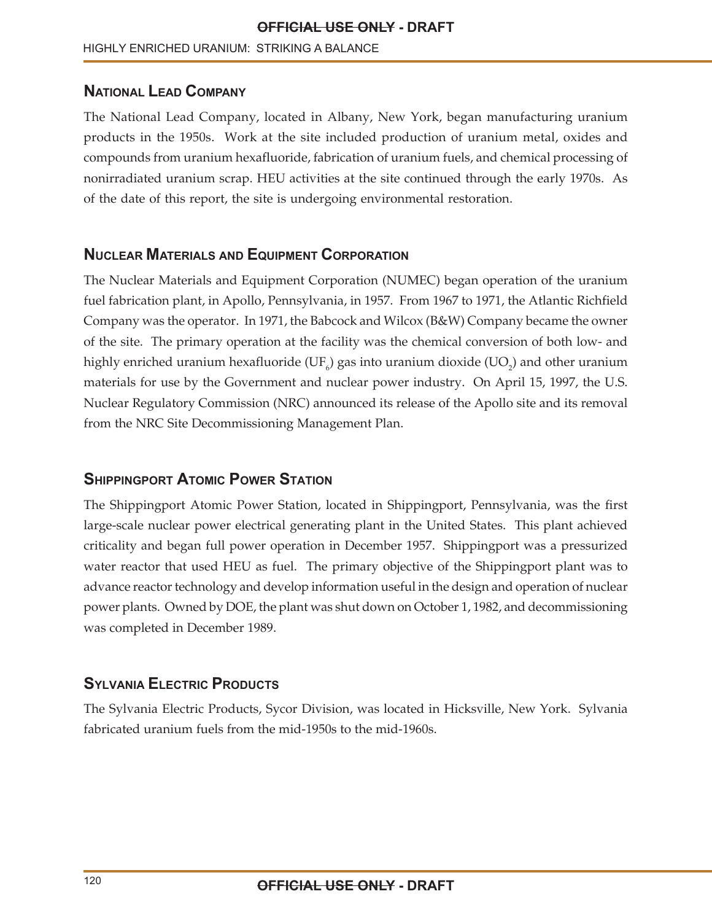## National Lead Company

The National Lead Company, located in Albany, New York, began manufacturing uranium products in the 1950s. Work at the site included production of uranium metal, oxides and compounds from uranium hexafluoride, fabrication of uranium fuels, and chemical processing of nonirradiated uranium scrap. HEU activities at the site continued through the early 1970s. As of the date of this report, the site is undergoing environmental restoration.

## Nuclear Materials and Equipment Corporation

The Nuclear Materials and Equipment Corporation (NUMEC) began operation of the uranium fuel fabrication plant, in Apollo, Pennsylvania, in 1957. From 1967 to 1971, the Atlantic Richfield Company was the operator. In 1971, the Babcock and Wilcox (B&W) Company became the owner of the site. The primary operation at the facility was the chemical conversion of both low- and highly enriched uranium hexafluoride ($UF_6$) gas into uranium dioxide ($UO_2$) and other uranium materials for use by the Government and nuclear power industry. On April 15, 1997, the U.S. Nuclear Regulatory Commission (NRC) announced its release of the Apollo site and its removal from the NRC Site Decommissioning Management Plan.

## Shippingport Atomic Power Station

The Shippingport Atomic Power Station, located in Shippingport, Pennsylvania, was the first large-scale nuclear power electrical generating plant in the United States. This plant achieved criticality and began full power operation in December 1957. Shippingport was a pressurized water reactor that used HEU as fuel. The primary objective of the Shippingport plant was to advance reactor technology and develop information useful in the design and operation of nuclear power plants. Owned by DOE, the plant was shut down on October 1, 1982, and decommissioning was completed in December 1989.

## Sylvania Electric Products

The Sylvania Electric Products, Sycor Division, was located in Hicksville, New York. Sylvania fabricated uranium fuels from the mid-1950s to the mid-1960s.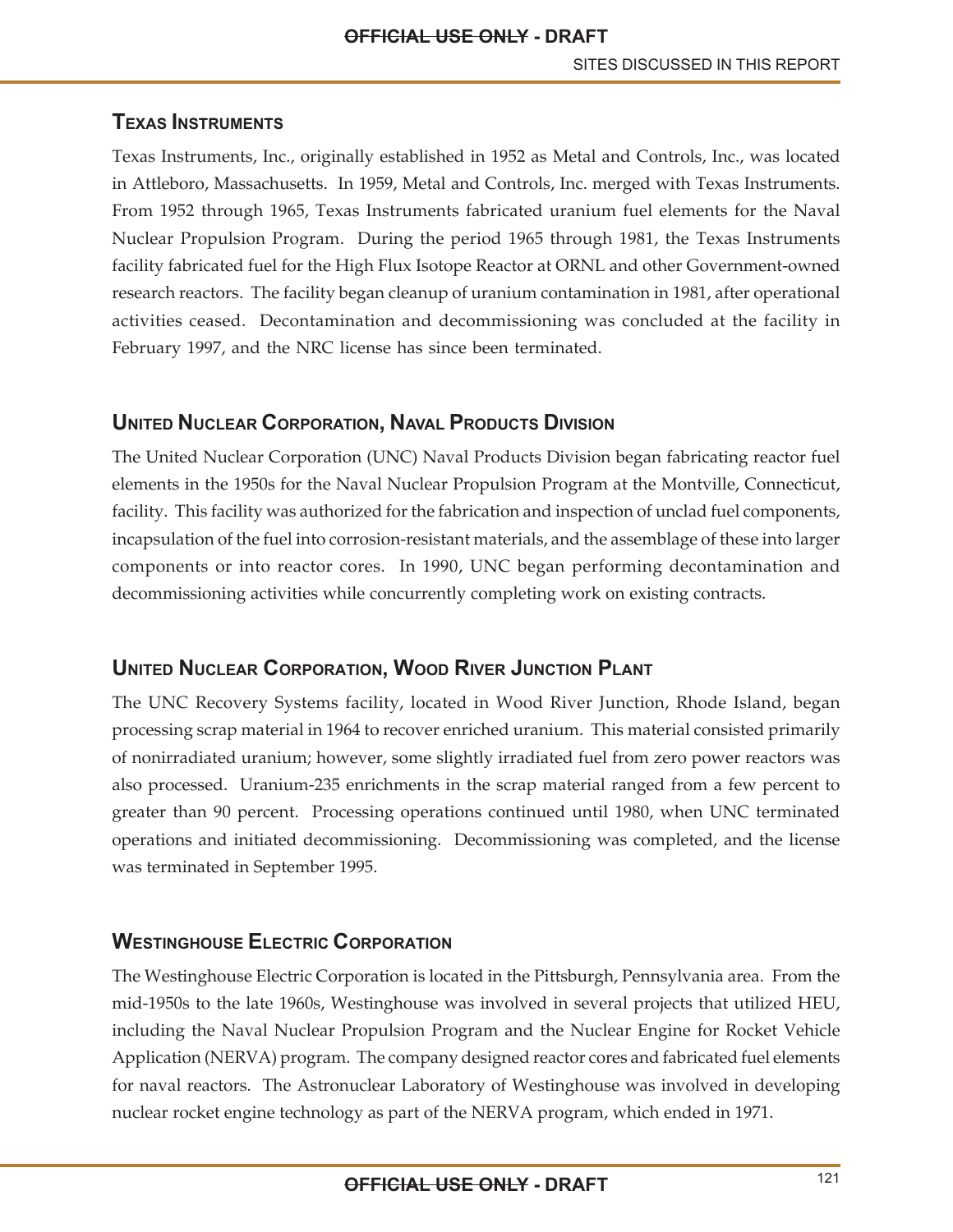## Texas Instruments

Texas Instruments, Inc., originally established in 1952 as Metal and Controls, Inc., was located in Attleboro, Massachusetts. In 1959, Metal and Controls, Inc. merged with Texas Instruments. From 1952 through 1965, Texas Instruments fabricated uranium fuel elements for the Naval Nuclear Propulsion Program. During the period 1965 through 1981, the Texas Instruments facility fabricated fuel for the High Flux Isotope Reactor at ORNL and other Government-owned research reactors. The facility began cleanup of uranium contamination in 1981, after operational activities ceased. Decontamination and decommissioning was concluded at the facility in February 1997, and the NRC license has since been terminated.

## United Nuclear Corporation, Naval Products Division

The United Nuclear Corporation (UNC) Naval Products Division began fabricating reactor fuel elements in the 1950s for the Naval Nuclear Propulsion Program at the Montville, Connecticut, facility. This facility was authorized for the fabrication and inspection of unclad fuel components, incapsulation of the fuel into corrosion-resistant materials, and the assemblage of these into larger components or into reactor cores. In 1990, UNC began performing decontamination and decommissioning activities while concurrently completing work on existing contracts.

## United Nuclear Corporation, Wood River Junction Plant

The UNC Recovery Systems facility, located in Wood River Junction, Rhode Island, began processing scrap material in 1964 to recover enriched uranium. This material consisted primarily of nonirradiated uranium; however, some slightly irradiated fuel from zero power reactors was also processed. Uranium-235 enrichments in the scrap material ranged from a few percent to greater than 90 percent. Processing operations continued until 1980, when UNC terminated operations and initiated decommissioning. Decommissioning was completed, and the license was terminated in September 1995.

## Westinghouse Electric Corporation

The Westinghouse Electric Corporation is located in the Pittsburgh, Pennsylvania area. From the mid-1950s to the late 1960s, Westinghouse was involved in several projects that utilized HEU, including the Naval Nuclear Propulsion Program and the Nuclear Engine for Rocket Vehicle Application (NERVA) program. The company designed reactor cores and fabricated fuel elements for naval reactors. The Astronuclear Laboratory of Westinghouse was involved in developing nuclear rocket engine technology as part of the NERVA program, which ended in 1971.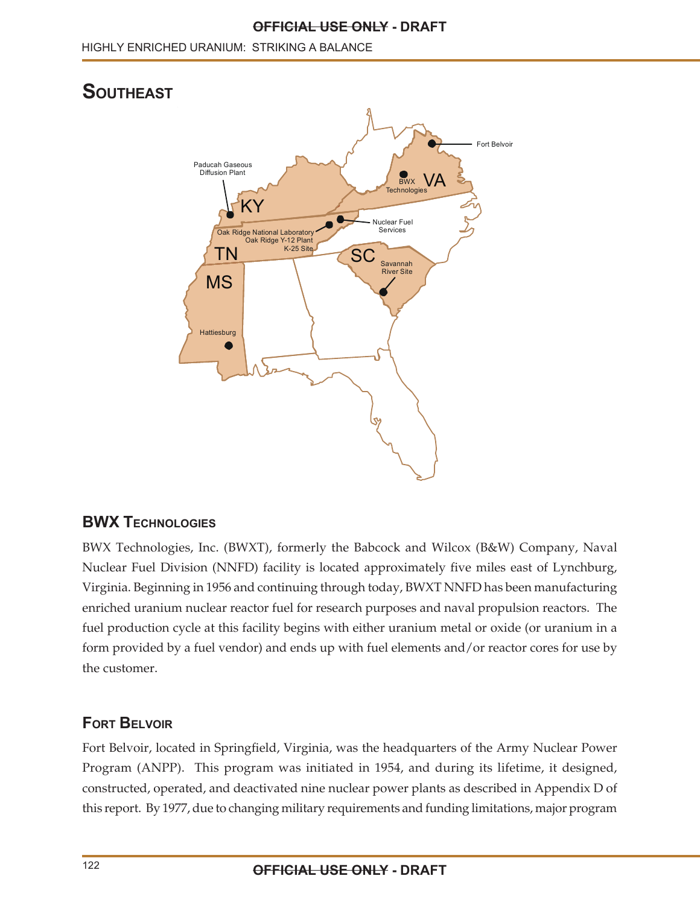## SOUTHEAST

### BWX TECHNOLOGIES

BWX Technologies, Inc. (BWXT), formerly the Babcock and Wilcox (B&W) Company, Naval Nuclear Fuel Division (NNFD) facility is located approximately five miles east of Lynchburg, Virginia. Beginning in 1956 and continuing through today, BWXT NNFD has been manufacturing enriched uranium nuclear reactor fuel for research purposes and naval propulsion reactors. The fuel production cycle at this facility begins with either uranium metal or oxide (or uranium in a form provided by a fuel vendor) and ends up with fuel elements and/or reactor cores for use by the customer.

### FORT BELVOIR

Fort Belvoir, located in Springfield, Virginia, was the headquarters of the Army Nuclear Power Program (ANPP). This program was initiated in 1954, and during its lifetime, it designed, constructed, operated, and deactivated nine nuclear power plants as described in Appendix D of this report. By 1977, due to changing military requirements and funding limitations, major program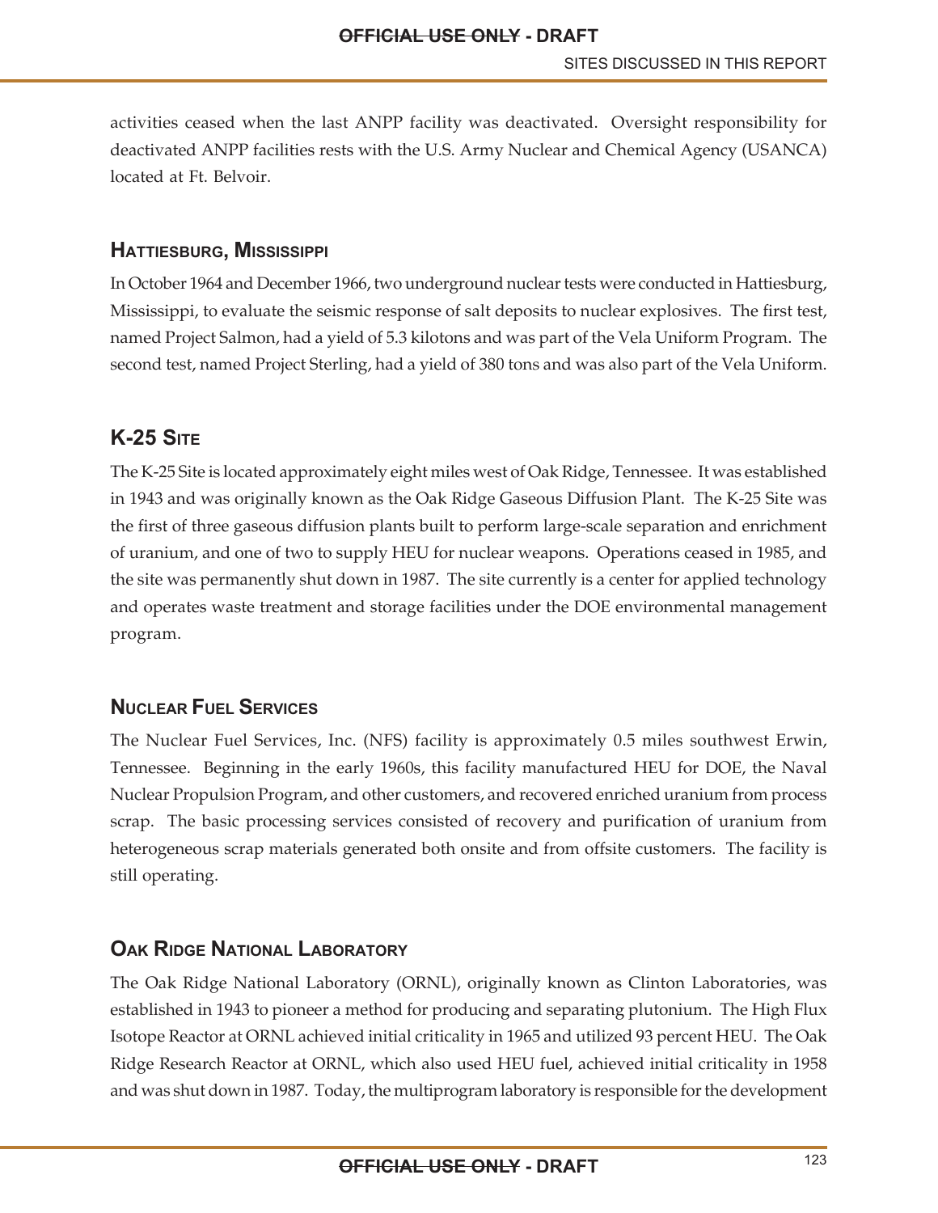activities ceased when the last ANPP facility was deactivated. Oversight responsibility for deactivated ANPP facilities rests with the U.S. Army Nuclear and Chemical Agency (USANCA) located at Ft. Belvoir.

### Hattiesburg, Mississippi

In October 1964 and December 1966, two underground nuclear tests were conducted in Hattiesburg, Mississippi, to evaluate the seismic response of salt deposits to nuclear explosives. The first test, named Project Salmon, had a yield of 5.3 kilotons and was part of the Vela Uniform Program. The second test, named Project Sterling, had a yield of 380 tons and was also part of the Vela Uniform.

### K-25 Site

The K-25 Site is located approximately eight miles west of Oak Ridge, Tennessee. It was established in 1943 and was originally known as the Oak Ridge Gaseous Diffusion Plant. The K-25 Site was the first of three gaseous diffusion plants built to perform large-scale separation and enrichment of uranium, and one of two to supply HEU for nuclear weapons. Operations ceased in 1985, and the site was permanently shut down in 1987. The site currently is a center for applied technology and operates waste treatment and storage facilities under the DOE environmental management program.

### Nuclear Fuel Services

The Nuclear Fuel Services, Inc. (NFS) facility is approximately 0.5 miles southwest Erwin, Tennessee. Beginning in the early 1960s, this facility manufactured HEU for DOE, the Naval Nuclear Propulsion Program, and other customers, and recovered enriched uranium from process scrap. The basic processing services consisted of recovery and purification of uranium from heterogeneous scrap materials generated both onsite and from offsite customers. The facility is still operating.

### Oak Ridge National Laboratory

The Oak Ridge National Laboratory (ORNL), originally known as Clinton Laboratories, was established in 1943 to pioneer a method for producing and separating plutonium. The High Flux Isotope Reactor at ORNL achieved initial criticality in 1965 and utilized 93 percent HEU. The Oak Ridge Research Reactor at ORNL, which also used HEU fuel, achieved initial criticality in 1958 and was shut down in 1987. Today, the multiprogram laboratory is responsible for the development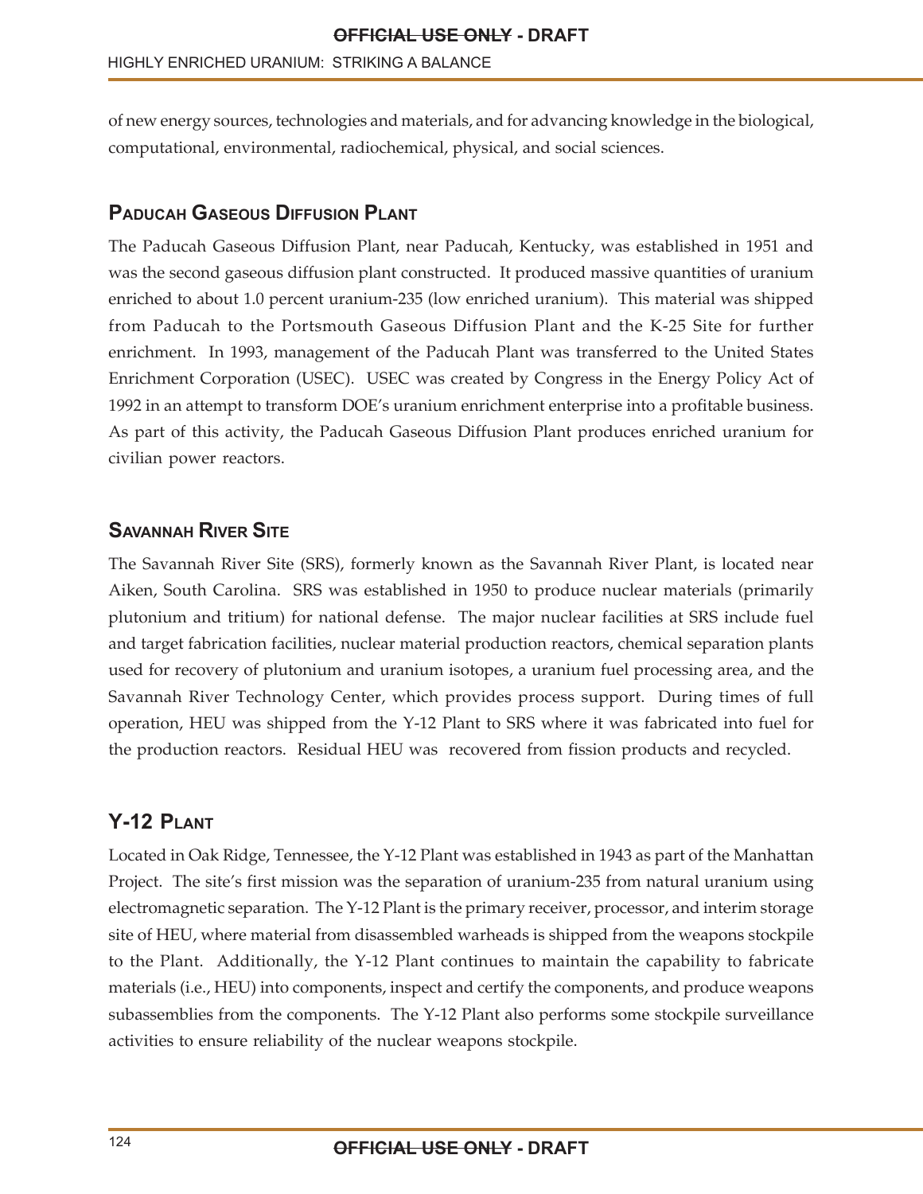of new energy sources, technologies and materials, and for advancing knowledge in the biological, computational, environmental, radiochemical, physical, and social sciences.

## Paducah Gaseous Diffusion Plant

The Paducah Gaseous Diffusion Plant, near Paducah, Kentucky, was established in 1951 and was the second gaseous diffusion plant constructed. It produced massive quantities of uranium enriched to about 1.0 percent uranium-235 (low enriched uranium). This material was shipped from Paducah to the Portsmouth Gaseous Diffusion Plant and the K-25 Site for further enrichment. In 1993, management of the Paducah Plant was transferred to the United States Enrichment Corporation (USEC). USEC was created by Congress in the Energy Policy Act of 1992 in an attempt to transform DOE's uranium enrichment enterprise into a profitable business. As part of this activity, the Paducah Gaseous Diffusion Plant produces enriched uranium for civilian power reactors.

## Savannah River Site

The Savannah River Site (SRS), formerly known as the Savannah River Plant, is located near Aiken, South Carolina. SRS was established in 1950 to produce nuclear materials (primarily plutonium and tritium) for national defense. The major nuclear facilities at SRS include fuel and target fabrication facilities, nuclear material production reactors, chemical separation plants used for recovery of plutonium and uranium isotopes, a uranium fuel processing area, and the Savannah River Technology Center, which provides process support. During times of full operation, HEU was shipped from the Y-12 Plant to SRS where it was fabricated into fuel for the production reactors. Residual HEU was recovered from fission products and recycled.

## Y-12 Plant

Located in Oak Ridge, Tennessee, the Y-12 Plant was established in 1943 as part of the Manhattan Project. The site's first mission was the separation of uranium-235 from natural uranium using electromagnetic separation. The Y-12 Plant is the primary receiver, processor, and interim storage site of HEU, where material from disassembled warheads is shipped from the weapons stockpile to the Plant. Additionally, the Y-12 Plant continues to maintain the capability to fabricate materials (i.e., HEU) into components, inspect and certify the components, and produce weapons subassemblies from the components. The Y-12 Plant also performs some stockpile surveillance activities to ensure reliability of the nuclear weapons stockpile.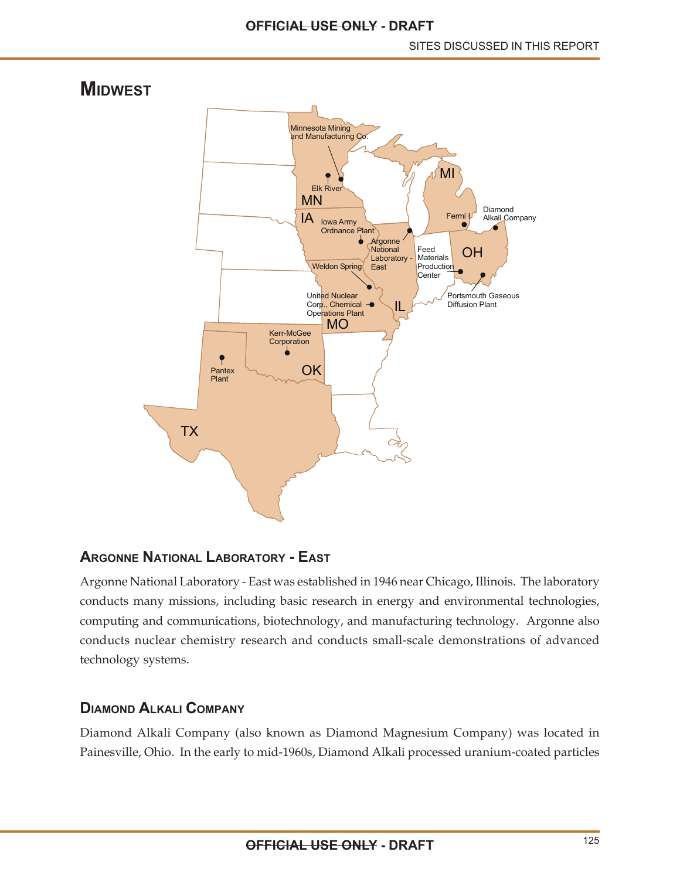## MIDWEST

Minnesota Mining and Manufacturing Co.

Elk River

MN

IA

Iowa Army Ordnance Plant

MI

Fermi I

Diamond Alkali Company

Argonne National Laboratory - East

Feed Materials Production Center

OH

Weldon Spring

United Nuclear Corp., Chemical Operations Plant

IL

Portsmouth Gaseous Diffusion Plant

MO

Kerr-McGee Corporation

Pantex Plant

OK

TX

### ARGONNE NATIONAL LABORATORY - EAST

Argonne National Laboratory - East was established in 1946 near Chicago, Illinois. The laboratory conducts many missions, including basic research in energy and environmental technologies, computing and communications, biotechnology, and manufacturing technology. Argonne also conducts nuclear chemistry research and conducts small-scale demonstrations of advanced technology systems.

### DIAMOND ALKALI COMPANY

Diamond Alkali Company (also known as Diamond Magnesium Company) was located in Painesville, Ohio. In the early to mid-1960s, Diamond Alkali processed uranium-coated particles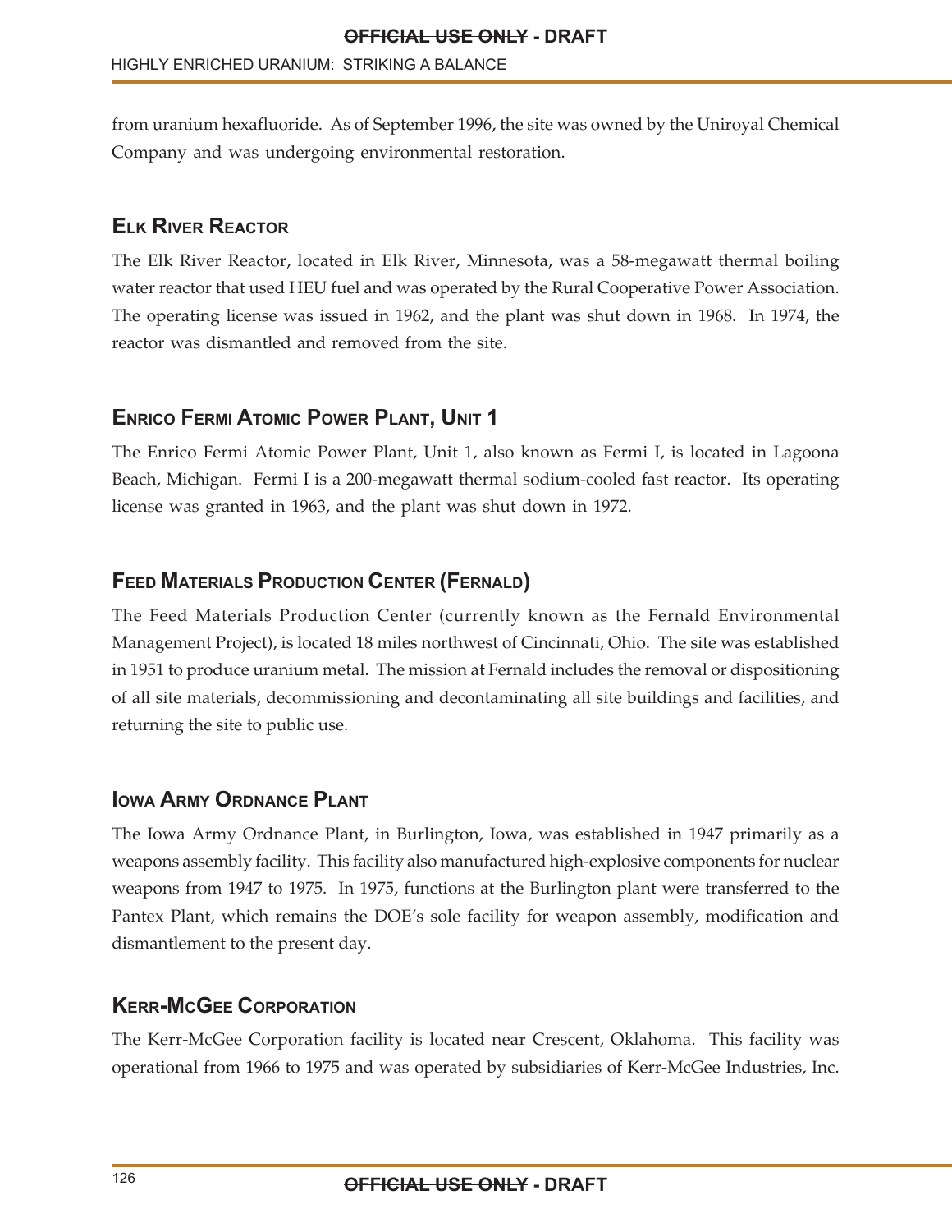from uranium hexafluoride. As of September 1996, the site was owned by the Uniroyal Chemical Company and was undergoing environmental restoration.

## Elk River Reactor

The Elk River Reactor, located in Elk River, Minnesota, was a 58-megawatt thermal boiling water reactor that used HEU fuel and was operated by the Rural Cooperative Power Association. The operating license was issued in 1962, and the plant was shut down in 1968. In 1974, the reactor was dismantled and removed from the site.

## Enrico Fermi Atomic Power Plant, Unit 1

The Enrico Fermi Atomic Power Plant, Unit 1, also known as Fermi I, is located in Lagoona Beach, Michigan. Fermi I is a 200-megawatt thermal sodium-cooled fast reactor. Its operating license was granted in 1963, and the plant was shut down in 1972.

## Feed Materials Production Center (Fernald)

The Feed Materials Production Center (currently known as the Fernald Environmental Management Project), is located 18 miles northwest of Cincinnati, Ohio. The site was established in 1951 to produce uranium metal. The mission at Fernald includes the removal or dispositioning of all site materials, decommissioning and decontaminating all site buildings and facilities, and returning the site to public use.

## Iowa Army Ordnance Plant

The Iowa Army Ordnance Plant, in Burlington, Iowa, was established in 1947 primarily as a weapons assembly facility. This facility also manufactured high-explosive components for nuclear weapons from 1947 to 1975. In 1975, functions at the Burlington plant were transferred to the Pantex Plant, which remains the DOE's sole facility for weapon assembly, modification and dismantlement to the present day.

## Kerr-McGee Corporation

The Kerr-McGee Corporation facility is located near Crescent, Oklahoma. This facility was operational from 1966 to 1975 and was operated by subsidiaries of Kerr-McGee Industries, Inc.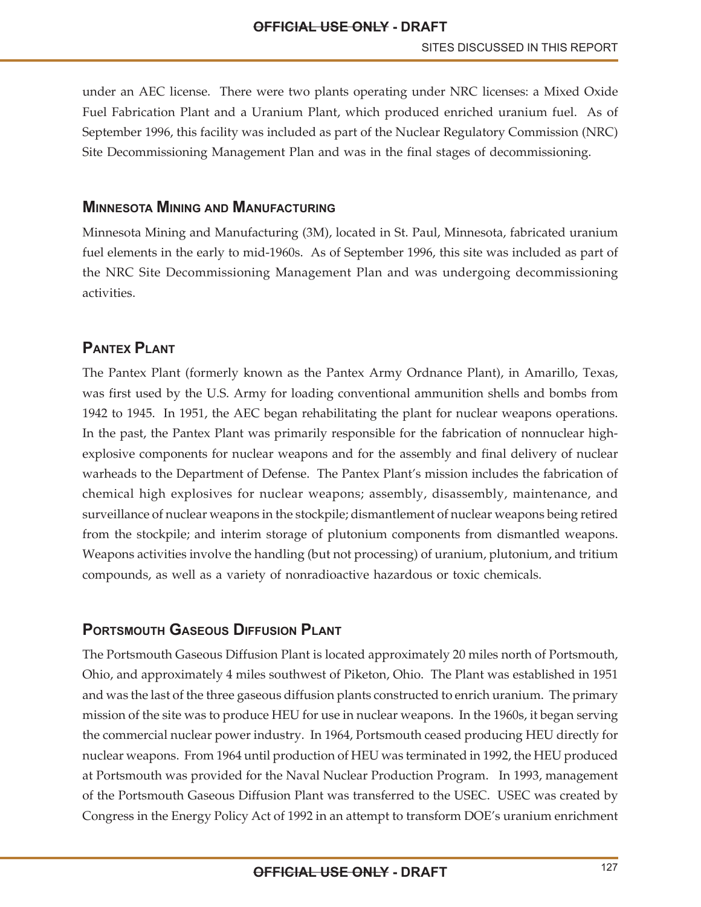under an AEC license. There were two plants operating under NRC licenses: a Mixed Oxide Fuel Fabrication Plant and a Uranium Plant, which produced enriched uranium fuel. As of September 1996, this facility was included as part of the Nuclear Regulatory Commission (NRC) Site Decommissioning Management Plan and was in the final stages of decommissioning.

## Minnesota Mining and Manufacturing

Minnesota Mining and Manufacturing (3M), located in St. Paul, Minnesota, fabricated uranium fuel elements in the early to mid-1960s. As of September 1996, this site was included as part of the NRC Site Decommissioning Management Plan and was undergoing decommissioning activities.

## Pantex Plant

The Pantex Plant (formerly known as the Pantex Army Ordnance Plant), in Amarillo, Texas, was first used by the U.S. Army for loading conventional ammunition shells and bombs from 1942 to 1945. In 1951, the AEC began rehabilitating the plant for nuclear weapons operations. In the past, the Pantex Plant was primarily responsible for the fabrication of nonnuclear high-explosive components for nuclear weapons and for the assembly and final delivery of nuclear warheads to the Department of Defense. The Pantex Plant's mission includes the fabrication of chemical high explosives for nuclear weapons; assembly, disassembly, maintenance, and surveillance of nuclear weapons in the stockpile; dismantlement of nuclear weapons being retired from the stockpile; and interim storage of plutonium components from dismantled weapons. Weapons activities involve the handling (but not processing) of uranium, plutonium, and tritium compounds, as well as a variety of nonradioactive hazardous or toxic chemicals.

## Portsmouth Gaseous Diffusion Plant

The Portsmouth Gaseous Diffusion Plant is located approximately 20 miles north of Portsmouth, Ohio, and approximately 4 miles southwest of Piketon, Ohio. The Plant was established in 1951 and was the last of the three gaseous diffusion plants constructed to enrich uranium. The primary mission of the site was to produce HEU for use in nuclear weapons. In the 1960s, it began serving the commercial nuclear power industry. In 1964, Portsmouth ceased producing HEU directly for nuclear weapons. From 1964 until production of HEU was terminated in 1992, the HEU produced at Portsmouth was provided for the Naval Nuclear Production Program. In 1993, management of the Portsmouth Gaseous Diffusion Plant was transferred to the USEC. USEC was created by Congress in the Energy Policy Act of 1992 in an attempt to transform DOE's uranium enrichment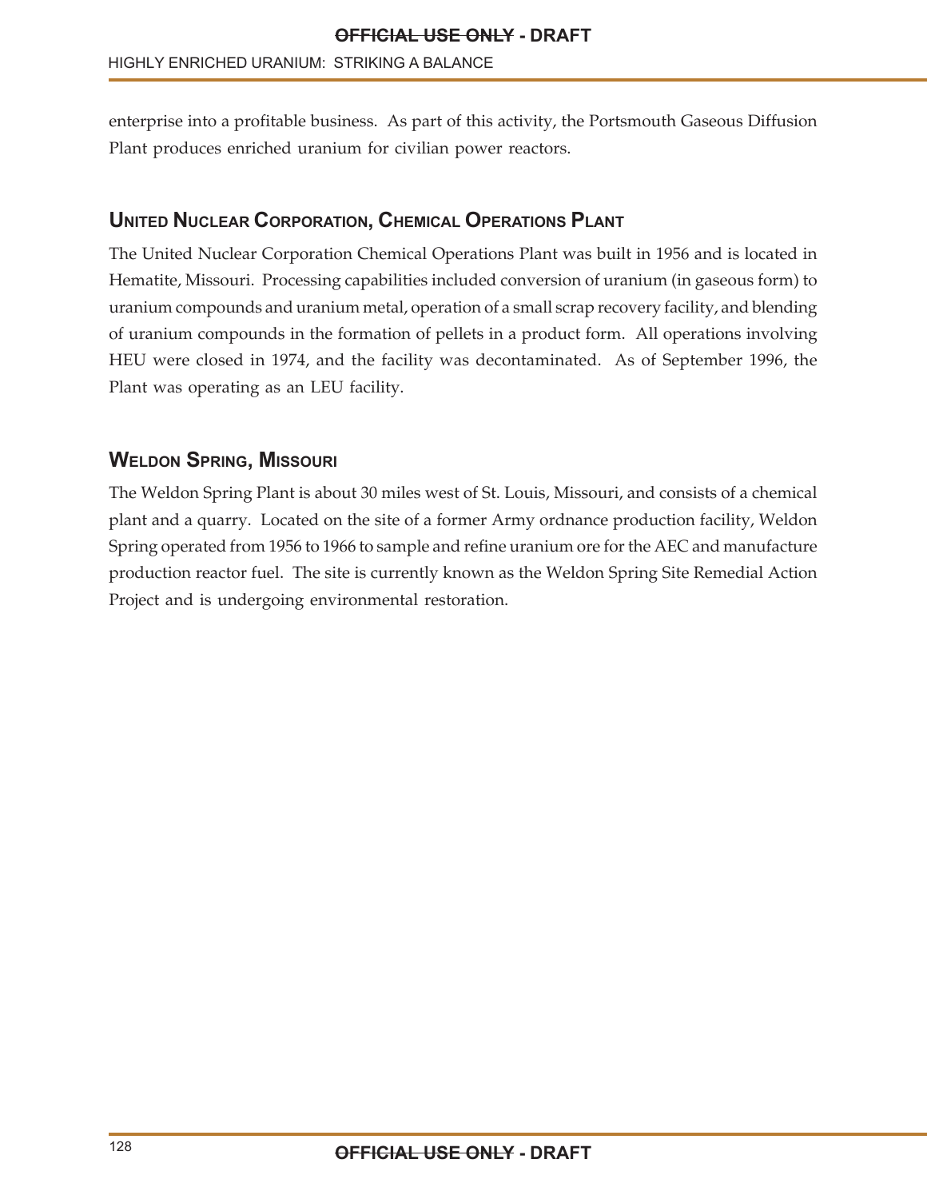enterprise into a profitable business. As part of this activity, the Portsmouth Gaseous Diffusion Plant produces enriched uranium for civilian power reactors.

## United Nuclear Corporation, Chemical Operations Plant

The United Nuclear Corporation Chemical Operations Plant was built in 1956 and is located in Hematite, Missouri. Processing capabilities included conversion of uranium (in gaseous form) to uranium compounds and uranium metal, operation of a small scrap recovery facility, and blending of uranium compounds in the formation of pellets in a product form. All operations involving HEU were closed in 1974, and the facility was decontaminated. As of September 1996, the Plant was operating as an LEU facility.

## Weldon Spring, Missouri

The Weldon Spring Plant is about 30 miles west of St. Louis, Missouri, and consists of a chemical plant and a quarry. Located on the site of a former Army ordnance production facility, Weldon Spring operated from 1956 to 1966 to sample and refine uranium ore for the AEC and manufacture production reactor fuel. The site is currently known as the Weldon Spring Site Remedial Action Project and is undergoing environmental restoration.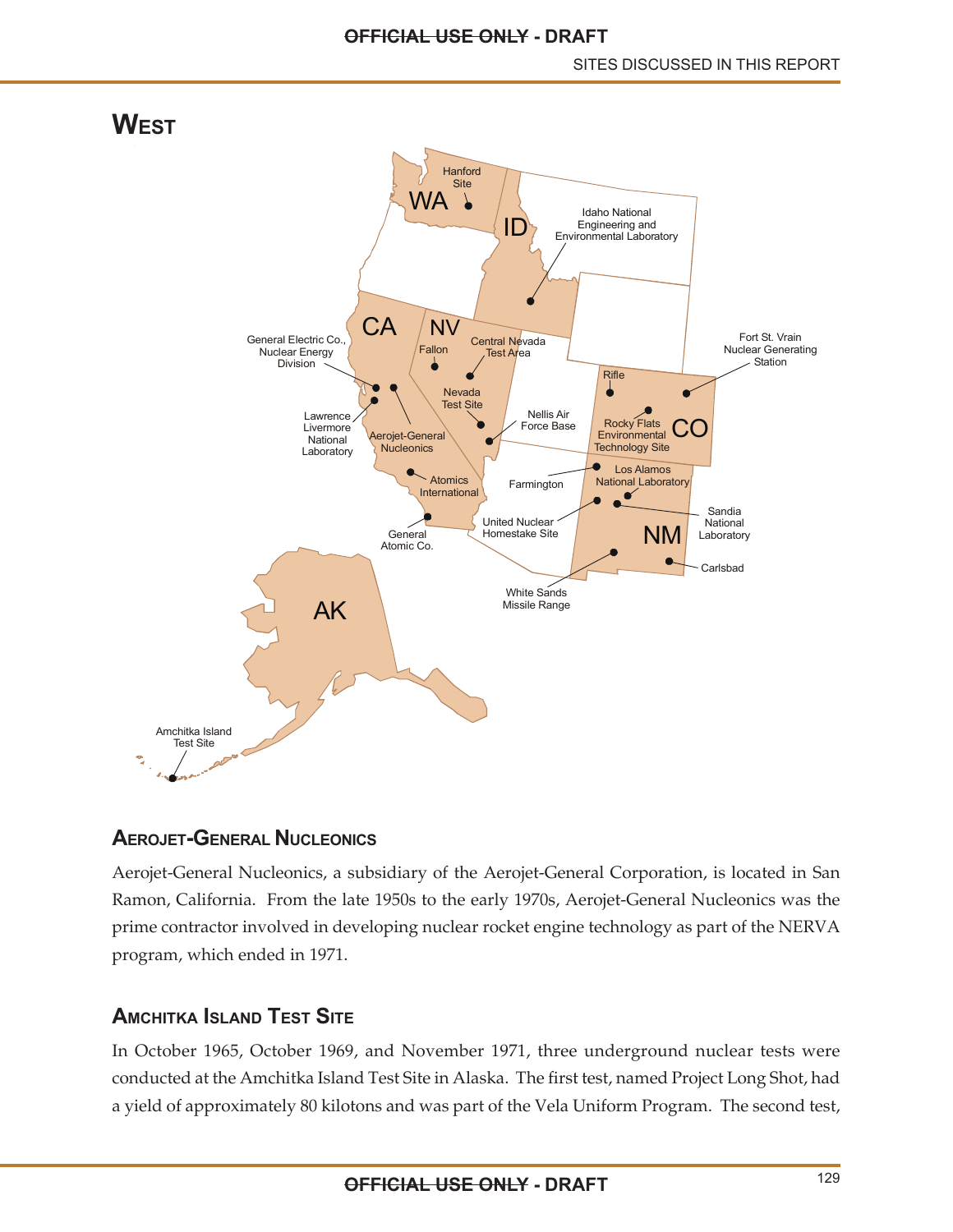# West

## Aerojet-General Nucleonics

Aerojet-General Nucleonics, a subsidiary of the Aerojet-General Corporation, is located in San Ramon, California. From the late 1950s to the early 1970s, Aerojet-General Nucleonics was the prime contractor involved in developing nuclear rocket engine technology as part of the NERVA program, which ended in 1971.

## Amchitka Island Test Site

In October 1965, October 1969, and November 1971, three underground nuclear tests were conducted at the Amchitka Island Test Site in Alaska. The first test, named Project Long Shot, had a yield of approximately 80 kilotons and was part of the Vela Uniform Program. The second test,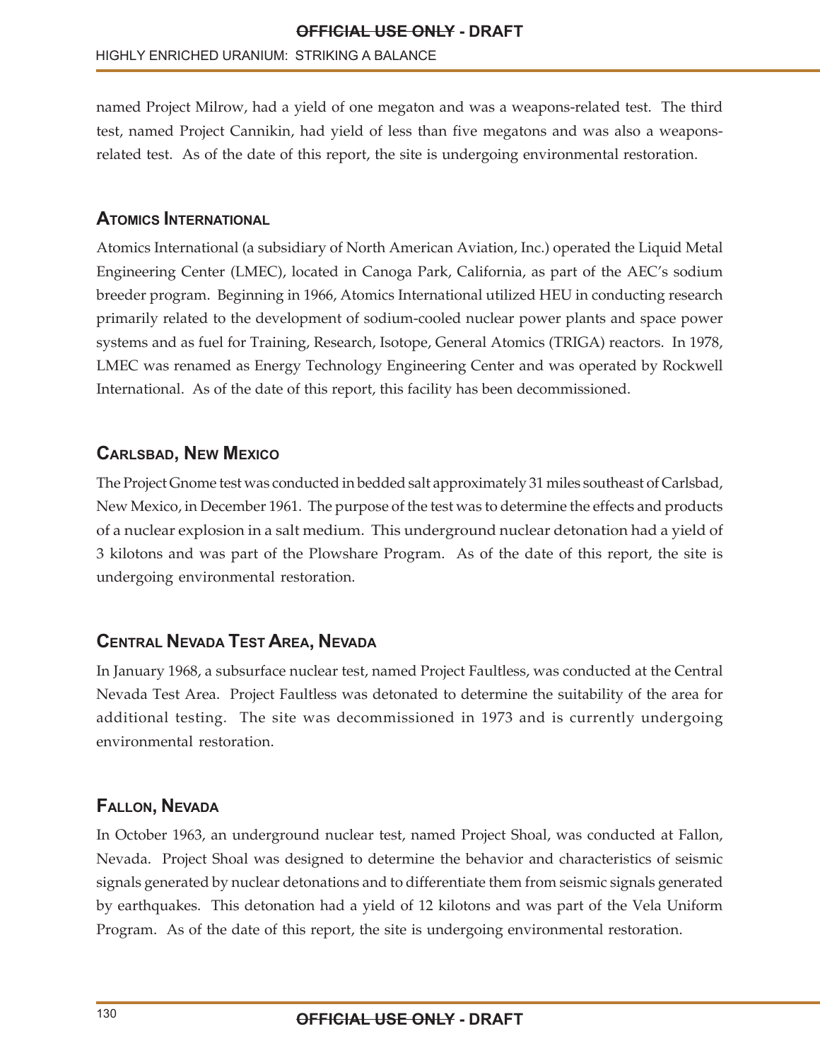named Project Milrow, had a yield of one megaton and was a weapons-related test. The third test, named Project Cannikin, had yield of less than five megatons and was also a weapons-related test. As of the date of this report, the site is undergoing environmental restoration.

### Atomics International

Atomics International (a subsidiary of North American Aviation, Inc.) operated the Liquid Metal Engineering Center (LMEC), located in Canoga Park, California, as part of the AEC's sodium breeder program. Beginning in 1966, Atomics International utilized HEU in conducting research primarily related to the development of sodium-cooled nuclear power plants and space power systems and as fuel for Training, Research, Isotope, General Atomics (TRIGA) reactors. In 1978, LMEC was renamed as Energy Technology Engineering Center and was operated by Rockwell International. As of the date of this report, this facility has been decommissioned.

### Carlsbad, New Mexico

The Project Gnome test was conducted in bedded salt approximately 31 miles southeast of Carlsbad, New Mexico, in December 1961. The purpose of the test was to determine the effects and products of a nuclear explosion in a salt medium. This underground nuclear detonation had a yield of 3 kilotons and was part of the Plowshare Program. As of the date of this report, the site is undergoing environmental restoration.

### Central Nevada Test Area, Nevada

In January 1968, a subsurface nuclear test, named Project Faultless, was conducted at the Central Nevada Test Area. Project Faultless was detonated to determine the suitability of the area for additional testing. The site was decommissioned in 1973 and is currently undergoing environmental restoration.

### Fallon, Nevada

In October 1963, an underground nuclear test, named Project Shoal, was conducted at Fallon, Nevada. Project Shoal was designed to determine the behavior and characteristics of seismic signals generated by nuclear detonations and to differentiate them from seismic signals generated by earthquakes. This detonation had a yield of 12 kilotons and was part of the Vela Uniform Program. As of the date of this report, the site is undergoing environmental restoration.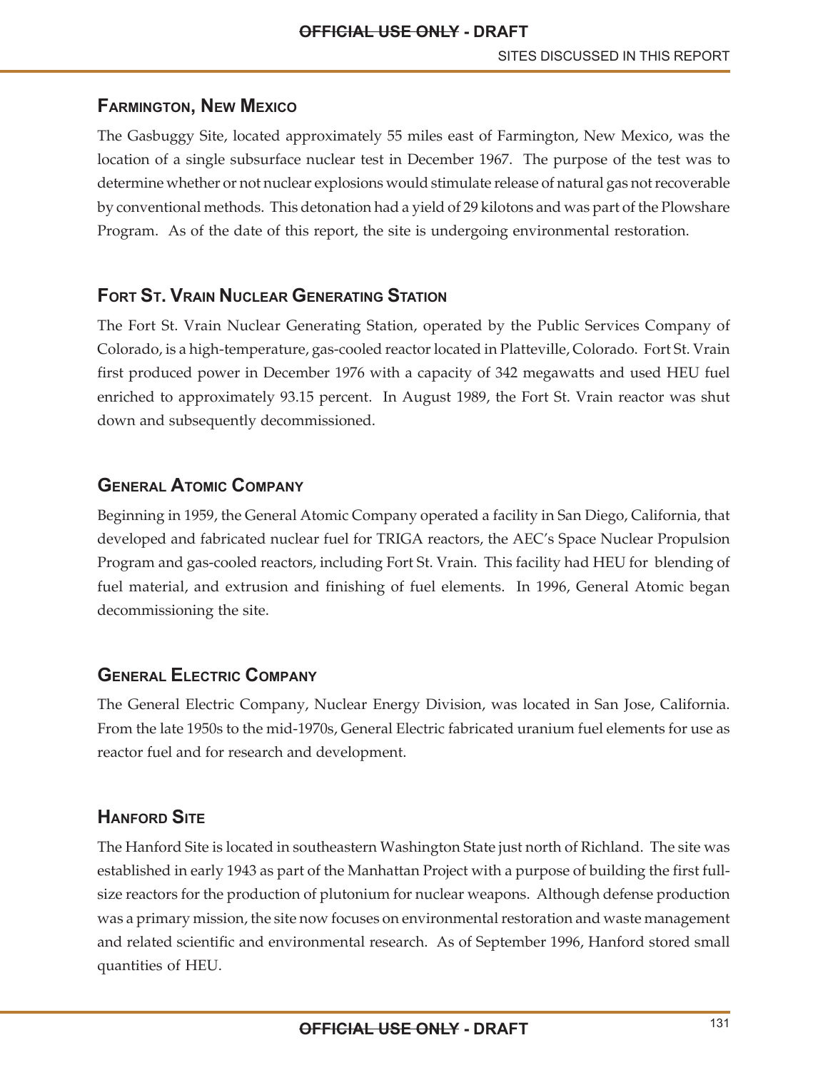## Farmington, New Mexico

The Gasbuggy Site, located approximately 55 miles east of Farmington, New Mexico, was the location of a single subsurface nuclear test in December 1967. The purpose of the test was to determine whether or not nuclear explosions would stimulate release of natural gas not recoverable by conventional methods. This detonation had a yield of 29 kilotons and was part of the Plowshare Program. As of the date of this report, the site is undergoing environmental restoration.

## Fort St. Vrain Nuclear Generating Station

The Fort St. Vrain Nuclear Generating Station, operated by the Public Services Company of Colorado, is a high-temperature, gas-cooled reactor located in Platteville, Colorado. Fort St. Vrain first produced power in December 1976 with a capacity of 342 megawatts and used HEU fuel enriched to approximately 93.15 percent. In August 1989, the Fort St. Vrain reactor was shut down and subsequently decommissioned.

## General Atomic Company

Beginning in 1959, the General Atomic Company operated a facility in San Diego, California, that developed and fabricated nuclear fuel for TRIGA reactors, the AEC's Space Nuclear Propulsion Program and gas-cooled reactors, including Fort St. Vrain. This facility had HEU for blending of fuel material, and extrusion and finishing of fuel elements. In 1996, General Atomic began decommissioning the site.

## General Electric Company

The General Electric Company, Nuclear Energy Division, was located in San Jose, California. From the late 1950s to the mid-1970s, General Electric fabricated uranium fuel elements for use as reactor fuel and for research and development.

## Hanford Site

The Hanford Site is located in southeastern Washington State just north of Richland. The site was established in early 1943 as part of the Manhattan Project with a purpose of building the first full-size reactors for the production of plutonium for nuclear weapons. Although defense production was a primary mission, the site now focuses on environmental restoration and waste management and related scientific and environmental research. As of September 1996, Hanford stored small quantities of HEU.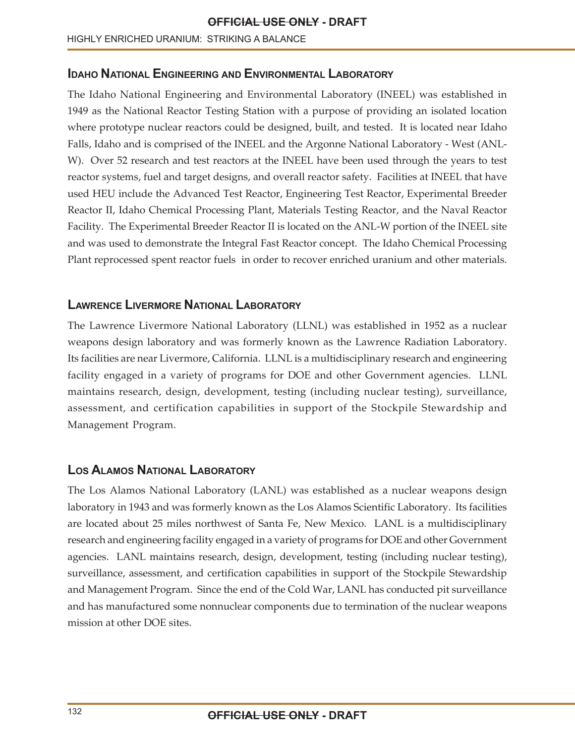## Idaho National Engineering and Environmental Laboratory

The Idaho National Engineering and Environmental Laboratory (INEEL) was established in 1949 as the National Reactor Testing Station with a purpose of providing an isolated location where prototype nuclear reactors could be designed, built, and tested. It is located near Idaho Falls, Idaho and is comprised of the INEEL and the Argonne National Laboratory - West (ANL-W). Over 52 research and test reactors at the INEEL have been used through the years to test reactor systems, fuel and target designs, and overall reactor safety. Facilities at INEEL that have used HEU include the Advanced Test Reactor, Engineering Test Reactor, Experimental Breeder Reactor II, Idaho Chemical Processing Plant, Materials Testing Reactor, and the Naval Reactor Facility. The Experimental Breeder Reactor II is located on the ANL-W portion of the INEEL site and was used to demonstrate the Integral Fast Reactor concept. The Idaho Chemical Processing Plant reprocessed spent reactor fuels in order to recover enriched uranium and other materials.

## Lawrence Livermore National Laboratory

The Lawrence Livermore National Laboratory (LLNL) was established in 1952 as a nuclear weapons design laboratory and was formerly known as the Lawrence Radiation Laboratory. Its facilities are near Livermore, California. LLNL is a multidisciplinary research and engineering facility engaged in a variety of programs for DOE and other Government agencies. LLNL maintains research, design, development, testing (including nuclear testing), surveillance, assessment, and certification capabilities in support of the Stockpile Stewardship and Management Program.

## Los Alamos National Laboratory

The Los Alamos National Laboratory (LANL) was established as a nuclear weapons design laboratory in 1943 and was formerly known as the Los Alamos Scientific Laboratory. Its facilities are located about 25 miles northwest of Santa Fe, New Mexico. LANL is a multidisciplinary research and engineering facility engaged in a variety of programs for DOE and other Government agencies. LANL maintains research, design, development, testing (including nuclear testing), surveillance, assessment, and certification capabilities in support of the Stockpile Stewardship and Management Program. Since the end of the Cold War, LANL has conducted pit surveillance and has manufactured some nonnuclear components due to termination of the nuclear weapons mission at other DOE sites.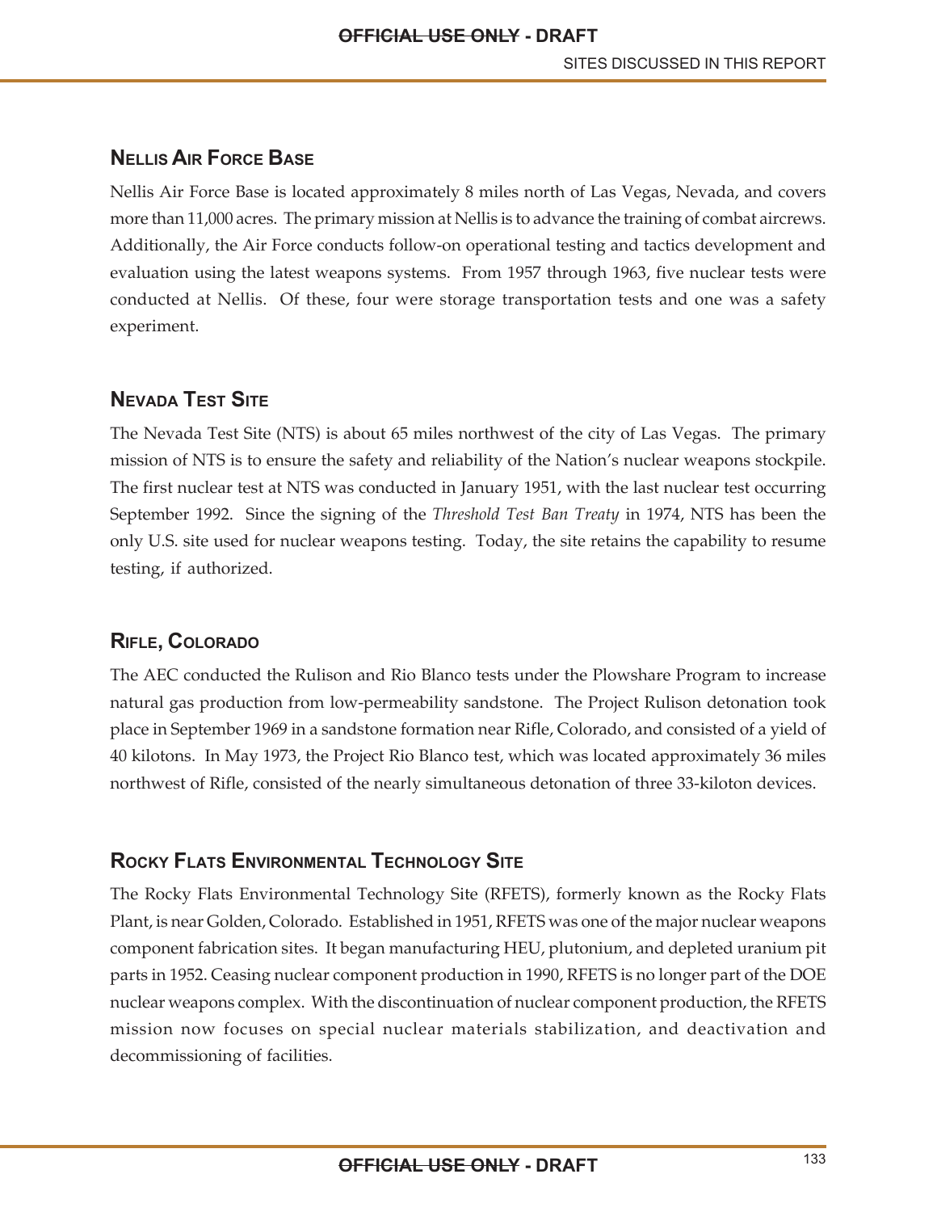## Nellis Air Force Base

Nellis Air Force Base is located approximately 8 miles north of Las Vegas, Nevada, and covers more than 11,000 acres. The primary mission at Nellis is to advance the training of combat aircrews. Additionally, the Air Force conducts follow-on operational testing and tactics development and evaluation using the latest weapons systems. From 1957 through 1963, five nuclear tests were conducted at Nellis. Of these, four were storage transportation tests and one was a safety experiment.

## Nevada Test Site

The Nevada Test Site (NTS) is about 65 miles northwest of the city of Las Vegas. The primary mission of NTS is to ensure the safety and reliability of the Nation's nuclear weapons stockpile. The first nuclear test at NTS was conducted in January 1951, with the last nuclear test occurring September 1992. Since the signing of the *Threshold Test Ban Treaty* in 1974, NTS has been the only U.S. site used for nuclear weapons testing. Today, the site retains the capability to resume testing, if authorized.

## Rifle, Colorado

The AEC conducted the Rulison and Rio Blanco tests under the Plowshare Program to increase natural gas production from low-permeability sandstone. The Project Rulison detonation took place in September 1969 in a sandstone formation near Rifle, Colorado, and consisted of a yield of 40 kilotons. In May 1973, the Project Rio Blanco test, which was located approximately 36 miles northwest of Rifle, consisted of the nearly simultaneous detonation of three 33-kiloton devices.

## Rocky Flats Environmental Technology Site

The Rocky Flats Environmental Technology Site (RFETS), formerly known as the Rocky Flats Plant, is near Golden, Colorado. Established in 1951, RFETS was one of the major nuclear weapons component fabrication sites. It began manufacturing HEU, plutonium, and depleted uranium pit parts in 1952. Ceasing nuclear component production in 1990, RFETS is no longer part of the DOE nuclear weapons complex. With the discontinuation of nuclear component production, the RFETS mission now focuses on special nuclear materials stabilization, and deactivation and decommissioning of facilities.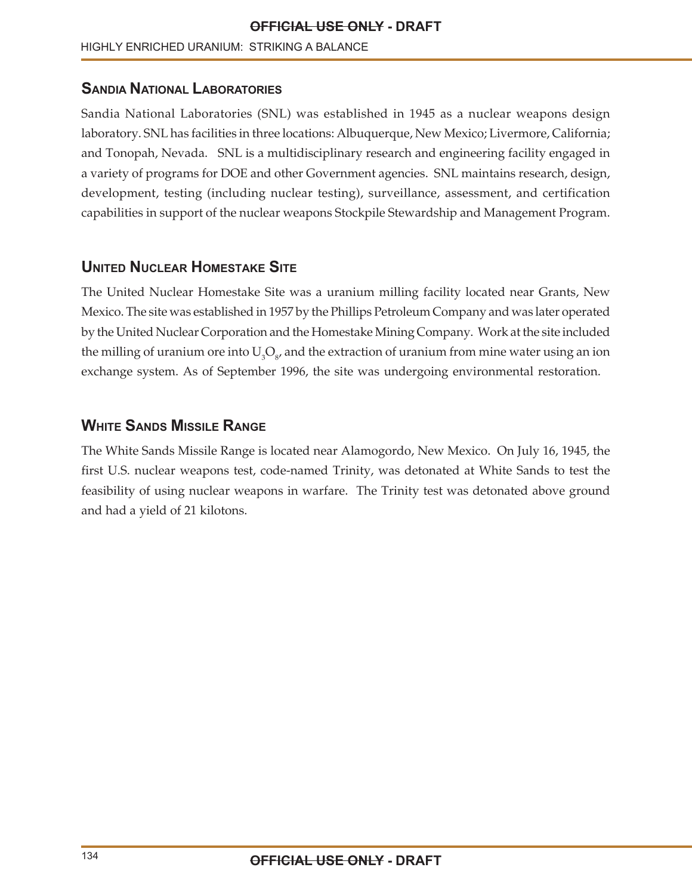## Sandia National Laboratories

Sandia National Laboratories (SNL) was established in 1945 as a nuclear weapons design laboratory. SNL has facilities in three locations: Albuquerque, New Mexico; Livermore, California; and Tonopah, Nevada. SNL is a multidisciplinary research and engineering facility engaged in a variety of programs for DOE and other Government agencies. SNL maintains research, design, development, testing (including nuclear testing), surveillance, assessment, and certification capabilities in support of the nuclear weapons Stockpile Stewardship and Management Program.

## United Nuclear Homestake Site

The United Nuclear Homestake Site was a uranium milling facility located near Grants, New Mexico. The site was established in 1957 by the Phillips Petroleum Company and was later operated by the United Nuclear Corporation and the Homestake Mining Company. Work at the site included the milling of uranium ore into $U_3O_8$, and the extraction of uranium from mine water using an ion exchange system. As of September 1996, the site was undergoing environmental restoration.

## White Sands Missile Range

The White Sands Missile Range is located near Alamogordo, New Mexico. On July 16, 1945, the first U.S. nuclear weapons test, code-named Trinity, was detonated at White Sands to test the feasibility of using nuclear weapons in warfare. The Trinity test was detonated above ground and had a yield of 21 kilotons.